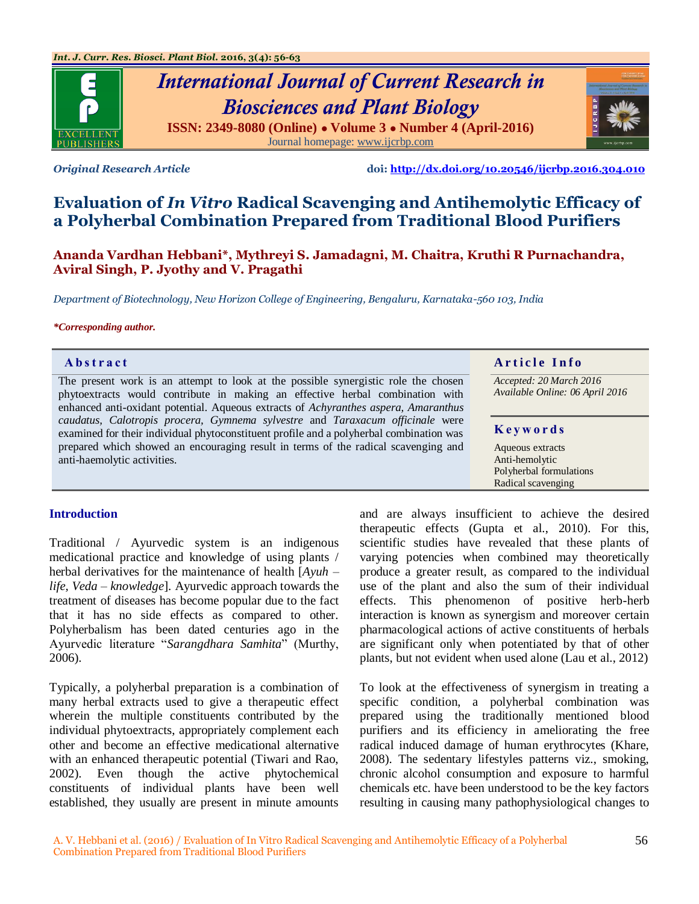*Original Research Article* doi: http://dx.doi.org/10.20546/ijcrbp.2016.304.010

# Evaluation of *In Vitro* Radical Scavenging and Antihemolytic Efficacy of a Polyherbal Combination Prepared from Traditional Blood Purifiers

**Ananda Vardhan Hebbani\*, Mythreyi S. Jamadagni, M. Chaitra, Kruthi R Purnachandra, Aviral Singh, P. Jyothy and V. Pragathi**

*Department of Biotechnology, New Horizon College of Engineering, Bengaluru, Karnataka-560 103, India*

***Corresponding author.**

## Abstract

The present work is an attempt to look at the possible synergistic role the chosen phytoextracts would contribute in making an effective herbal combination with enhanced anti-oxidant potential. Aqueous extracts of *Achyranthes aspera, Amaranthus caudatus, Calotropis procera, Gymnema sylvestre* and *Taraxacum officinale* were examined for their individual phytoconstituent profile and a polyherbal combination was prepared which showed an encouraging result in terms of the radical scavenging and anti-haemolytic activities.

## Article Info

*Accepted: 20 March 2016*
*Available Online: 06 April 2016*

## Keywords

Aqueous extracts
Anti-hemolytic
Polyherbal formulations
Radical scavenging

## Introduction

Traditional / Ayurvedic system is an indigenous medicational practice and knowledge of using plants / herbal derivatives for the maintenance of health [*Ayuh – life, Veda – knowledge*]. Ayurvedic approach towards the treatment of diseases has become popular due to the fact that it has no side effects as compared to other. Polyherbalism has been dated centuries ago in the Ayurvedic literature "*Sarangdhara Samhita*" (Murthy, 2006).

Typically, a polyherbal preparation is a combination of many herbal extracts used to give a therapeutic effect wherein the multiple constituents contributed by the individual phytoextracts, appropriately complement each other and become an effective medicational alternative with an enhanced therapeutic potential (Tiwari and Rao, 2002). Even though the active phytochemical constituents of individual plants have been well established, they usually are present in minute amounts and are always insufficient to achieve the desired therapeutic effects (Gupta et al., 2010). For this, scientific studies have revealed that these plants of varying potencies when combined may theoretically produce a greater result, as compared to the individual use of the plant and also the sum of their individual effects. This phenomenon of positive herb-herb interaction is known as synergism and moreover certain pharmacological actions of active constituents of herbals are significant only when potentiated by that of other plants, but not evident when used alone (Lau et al., 2012)

To look at the effectiveness of synergism in treating a specific condition, a polyherbal combination was prepared using the traditionally mentioned blood purifiers and its efficiency in ameliorating the free radical induced damage of human erythrocytes (Khare, 2008). The sedentary lifestyles patterns viz., smoking, chronic alcohol consumption and exposure to harmful chemicals etc. have been understood to be the key factors resulting in causing many pathophysiological changes to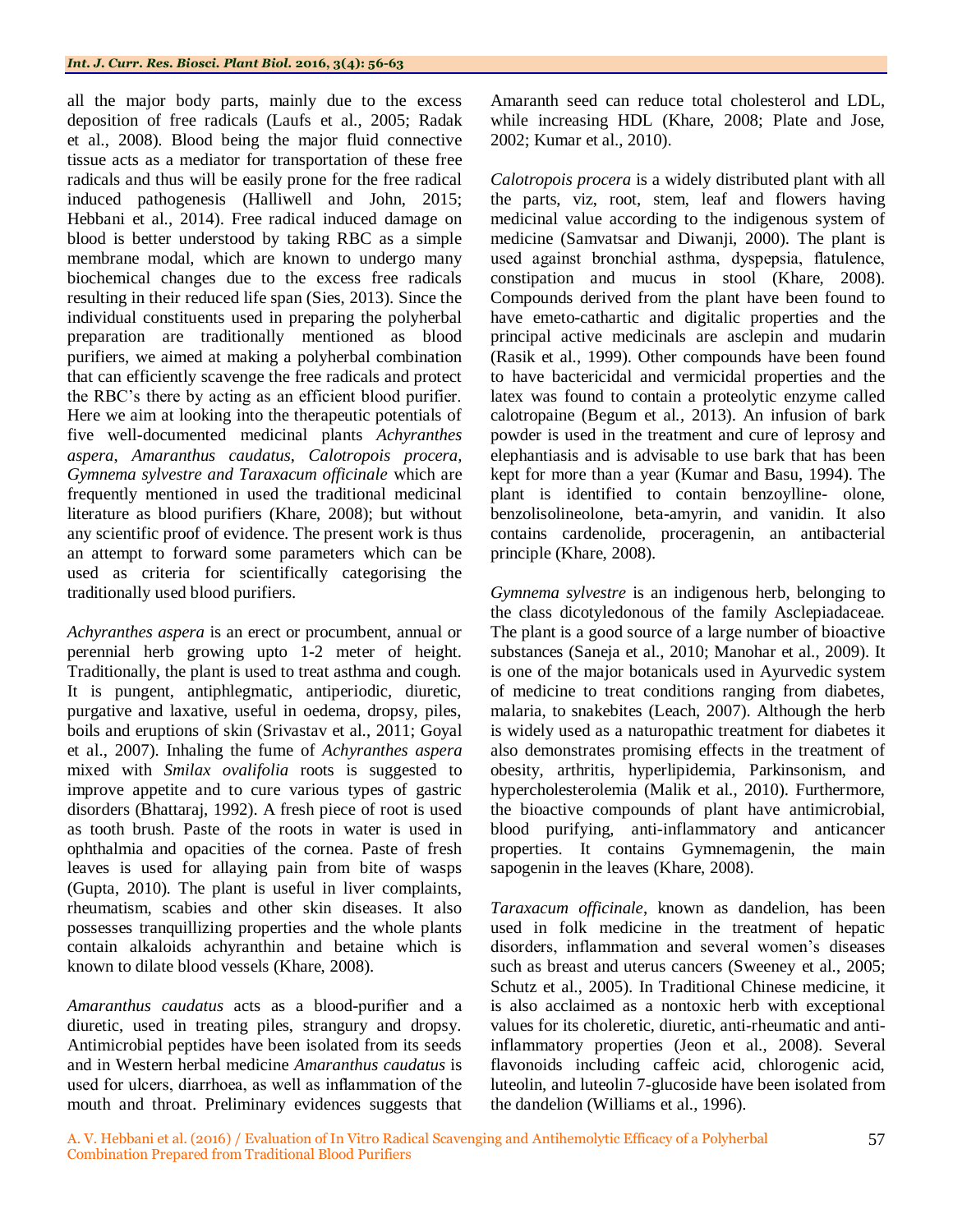all the major body parts, mainly due to the excess deposition of free radicals (Laufs et al., 2005; Radak et al., 2008). Blood being the major fluid connective tissue acts as a mediator for transportation of these free radicals and thus will be easily prone for the free radical induced pathogenesis (Halliwell and John, 2015; Hebbani et al., 2014). Free radical induced damage on blood is better understood by taking RBC as a simple membrane modal, which are known to undergo many biochemical changes due to the excess free radicals resulting in their reduced life span (Sies, 2013). Since the individual constituents used in preparing the polyherbal preparation are traditionally mentioned as blood purifiers, we aimed at making a polyherbal combination that can efficiently scavenge the free radicals and protect the RBC's there by acting as an efficient blood purifier. Here we aim at looking into the therapeutic potentials of five well-documented medicinal plants *Achyranthes aspera*, *Amaranthus caudatus*, *Calotropois procera*, *Gymnema sylvestre and Taraxacum officinale* which are frequently mentioned in used the traditional medicinal literature as blood purifiers (Khare, 2008); but without any scientific proof of evidence. The present work is thus an attempt to forward some parameters which can be used as criteria for scientifically categorising the traditionally used blood purifiers.

*Achyranthes aspera* is an erect or procumbent, annual or perennial herb growing upto 1-2 meter of height. Traditionally, the plant is used to treat asthma and cough. It is pungent, antiphlegmatic, antiperiodic, diuretic, purgative and laxative, useful in oedema, dropsy, piles, boils and eruptions of skin (Srivastav et al., 2011; Goyal et al., 2007). Inhaling the fume of *Achyranthes aspera* mixed with *Smilax ovalifolia* roots is suggested to improve appetite and to cure various types of gastric disorders (Bhattaraj, 1992). A fresh piece of root is used as tooth brush. Paste of the roots in water is used in ophthalmia and opacities of the cornea. Paste of fresh leaves is used for allaying pain from bite of wasps (Gupta, 2010). The plant is useful in liver complaints, rheumatism, scabies and other skin diseases. It also possesses tranquillizing properties and the whole plants contain alkaloids achyranthin and betaine which is known to dilate blood vessels (Khare, 2008).

*Amaranthus caudatus* acts as a blood-purifier and a diuretic, used in treating piles, strangury and dropsy. Antimicrobial peptides have been isolated from its seeds and in Western herbal medicine *Amaranthus caudatus* is used for ulcers, diarrhoea, as well as inflammation of the mouth and throat. Preliminary evidences suggests that Amaranth seed can reduce total cholesterol and LDL, while increasing HDL (Khare, 2008; Plate and Jose, 2002; Kumar et al., 2010).

*Calotropois procera* is a widely distributed plant with all the parts, viz, root, stem, leaf and flowers having medicinal value according to the indigenous system of medicine (Samvatsar and Diwanji, 2000). The plant is used against bronchial asthma, dyspepsia, flatulence, constipation and mucus in stool (Khare, 2008). Compounds derived from the plant have been found to have emeto-cathartic and digitalic properties and the principal active medicinals are asclepin and mudarin (Rasik et al., 1999). Other compounds have been found to have bactericidal and vermicidal properties and the latex was found to contain a proteolytic enzyme called calotropaine (Begum et al., 2013). An infusion of bark powder is used in the treatment and cure of leprosy and elephantiasis and is advisable to use bark that has been kept for more than a year (Kumar and Basu, 1994). The plant is identified to contain benzoylline- olone, benzolisolineolone, beta-amyrin, and vanidin. It also contains cardenolide, proceragenin, an antibacterial principle (Khare, 2008).

*Gymnema sylvestre* is an indigenous herb, belonging to the class dicotyledonous of the family Asclepiadaceae. The plant is a good source of a large number of bioactive substances (Saneja et al., 2010; Manohar et al., 2009). It is one of the major botanicals used in Ayurvedic system of medicine to treat conditions ranging from diabetes, malaria, to snakebites (Leach, 2007). Although the herb is widely used as a naturopathic treatment for diabetes it also demonstrates promising effects in the treatment of obesity, arthritis, hyperlipidemia, Parkinsonism, and hypercholesterolemia (Malik et al., 2010). Furthermore, the bioactive compounds of plant have antimicrobial, blood purifying, anti-inflammatory and anticancer properties. It contains Gymnemagenin, the main sapogenin in the leaves (Khare, 2008).

*Taraxacum officinale*, known as dandelion, has been used in folk medicine in the treatment of hepatic disorders, inflammation and several women's diseases such as breast and uterus cancers (Sweeney et al., 2005; Schutz et al., 2005). In Traditional Chinese medicine, it is also acclaimed as a nontoxic herb with exceptional values for its choleretic, diuretic, anti-rheumatic and anti-inflammatory properties (Jeon et al., 2008). Several flavonoids including caffeic acid, chlorogenic acid, luteolin, and luteolin 7-glucoside have been isolated from the dandelion (Williams et al., 1996).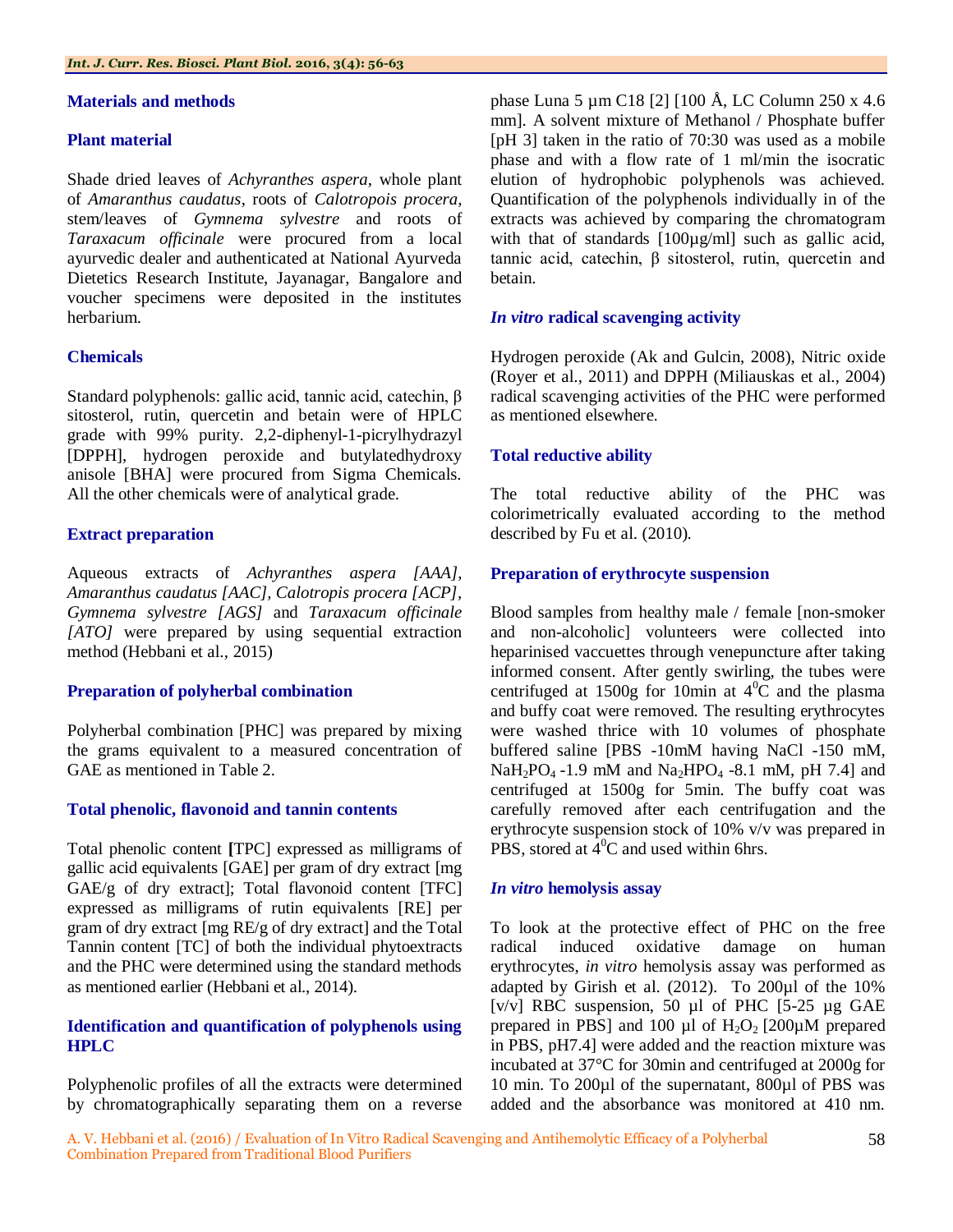## Materials and methods

### Plant material

Shade dried leaves of *Achyranthes aspera*, whole plant of *Amaranthus caudatus*, roots of *Calotropois procera*, stem/leaves of *Gymnema sylvestre* and roots of *Taraxacum officinale* were procured from a local ayurvedic dealer and authenticated at National Ayurveda Dietetics Research Institute, Jayanagar, Bangalore and voucher specimens were deposited in the institutes herbarium.

### Chemicals

Standard polyphenols: gallic acid, tannic acid, catechin, β sitosterol, rutin, quercetin and betain were of HPLC grade with 99% purity. 2,2-diphenyl-1-picrylhydrazyl [DPPH], hydrogen peroxide and butylatedhydroxy anisole [BHA] were procured from Sigma Chemicals. All the other chemicals were of analytical grade.

### Extract preparation

Aqueous extracts of *Achyranthes aspera [AAA]*, *Amaranthus caudatus [AAC]*, *Calotropis procera [ACP]*, *Gymnema sylvestre [AGS]* and *Taraxacum officinale [ATO]* were prepared by using sequential extraction method (Hebbani et al., 2015)

### Preparation of polyherbal combination

Polyherbal combination [PHC] was prepared by mixing the grams equivalent to a measured concentration of GAE as mentioned in Table 2.

### Total phenolic, flavonoid and tannin contents

Total phenolic content **[**TPC] expressed as milligrams of gallic acid equivalents [GAE] per gram of dry extract [mg GAE/g of dry extract]; Total flavonoid content [TFC] expressed as milligrams of rutin equivalents [RE] per gram of dry extract [mg RE/g of dry extract] and the Total Tannin content [TC] of both the individual phytoextracts and the PHC were determined using the standard methods as mentioned earlier (Hebbani et al., 2014).

### Identification and quantification of polyphenols using HPLC

Polyphenolic profiles of all the extracts were determined by chromatographically separating them on a reverse phase Luna 5 µm C18 [2] [100 Å, LC Column 250 x 4.6 mm]. A solvent mixture of Methanol / Phosphate buffer [pH 3] taken in the ratio of 70:30 was used as a mobile phase and with a flow rate of 1 ml/min the isocratic elution of hydrophobic polyphenols was achieved. Quantification of the polyphenols individually in of the extracts was achieved by comparing the chromatogram with that of standards [100µg/ml] such as gallic acid, tannic acid, catechin, β sitosterol, rutin, quercetin and betain.

### *In vitro* radical scavenging activity

Hydrogen peroxide (Ak and Gulcin, 2008), Nitric oxide (Royer et al., 2011) and DPPH (Miliauskas et al., 2004) radical scavenging activities of the PHC were performed as mentioned elsewhere.

### Total reductive ability

The total reductive ability of the PHC was colorimetrically evaluated according to the method described by Fu et al. (2010).

### Preparation of erythrocyte suspension

Blood samples from healthy male / female [non-smoker and non-alcoholic] volunteers were collected into heparinised vaccuettes through venepuncture after taking informed consent. After gently swirling, the tubes were centrifuged at 1500g for 10min at $4^0$C and the plasma and buffy coat were removed. The resulting erythrocytes were washed thrice with 10 volumes of phosphate buffered saline [PBS -10mM having NaCl -150 mM, $NaH_2PO_4$ -1.9 mM and $Na_2HPO_4$ -8.1 mM, pH 7.4] and centrifuged at 1500g for 5min. The buffy coat was carefully removed after each centrifugation and the erythrocyte suspension stock of 10% v/v was prepared in PBS, stored at $4^0$C and used within 6hrs.

### *In vitro* hemolysis assay

To look at the protective effect of PHC on the free radical induced oxidative damage on human erythrocytes, *in vitro* hemolysis assay was performed as adapted by Girish et al. (2012). To 200µl of the 10% [v/v] RBC suspension, 50 µl of PHC [5-25 µg GAE prepared in PBS] and 100 µl of $H_2O_2$ [200µM prepared in PBS, pH7.4] were added and the reaction mixture was incubated at 37°C for 30min and centrifuged at 2000g for 10 min. To 200µl of the supernatant, 800µl of PBS was added and the absorbance was monitored at 410 nm.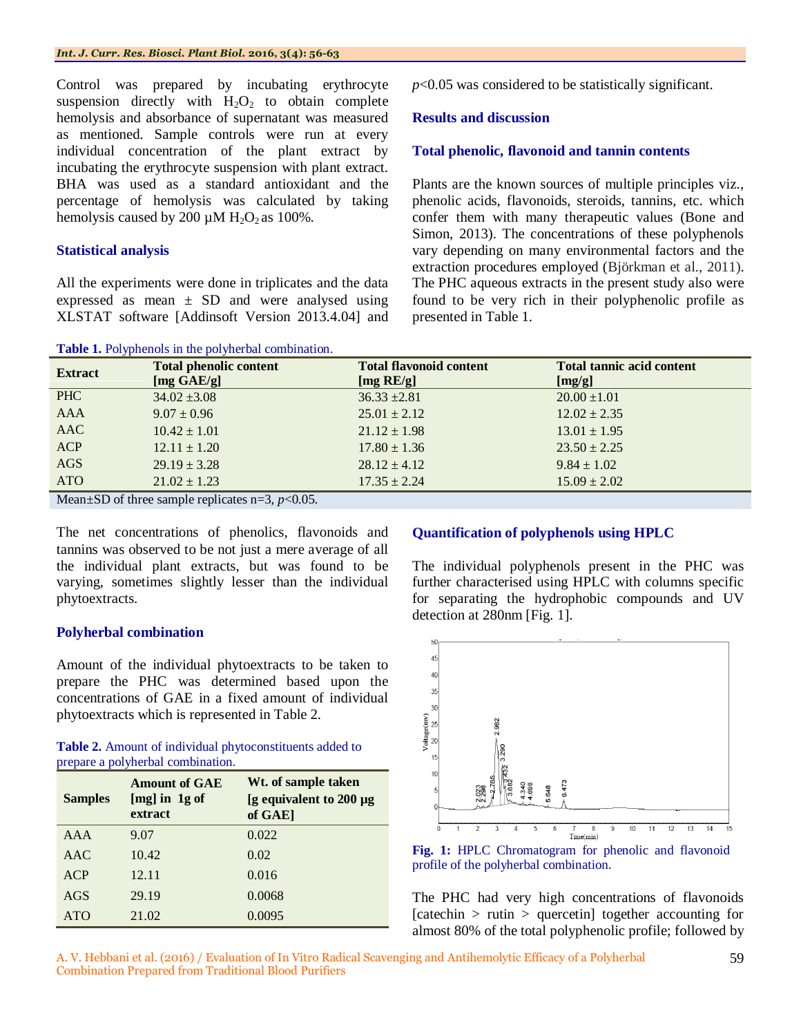Control was prepared by incubating erythrocyte suspension directly with $H_2O_2$ to obtain complete hemolysis and absorbance of supernatant was measured as mentioned. Sample controls were run at every individual concentration of the plant extract by incubating the erythrocyte suspension with plant extract. BHA was used as a standard antioxidant and the percentage of hemolysis was calculated by taking hemolysis caused by 200 µM $H_2O_2$ as 100%.

### Statistical analysis

All the experiments were done in triplicates and the data expressed as mean ± SD and were analysed using XLSTAT software [Addinsoft Version 2013.4.04] and $p<0.05$ was considered to be statistically significant.

## Results and discussion

### Total phenolic, flavonoid and tannin contents

Plants are the known sources of multiple principles viz., phenolic acids, flavonoids, steroids, tannins, etc. which confer them with many therapeutic values (Bone and Simon, 2013). The concentrations of these polyphenols vary depending on many environmental factors and the extraction procedures employed (Björkman et al., 2011). The PHC aqueous extracts in the present study also were found to be very rich in their polyphenolic profile as presented in Table 1.

**Table 1.** Polyphenols in the polyherbal combination.

| Extract | Total phenolic content [mg GAE/g] | Total flavonoid content [mg RE/g] | Total tannic acid content [mg/g] |
|---|---|---|---|
| PHC | 34.02 ±3.08 | 36.33 ±2.81 | 20.00 ±1.01 |
| AAA | 9.07 ± 0.96 | 25.01 ± 2.12 | 12.02 ± 2.35 |
| AAC | 10.42 ± 1.01 | 21.12 ± 1.98 | 13.01 ± 1.95 |
| ACP | 12.11 ± 1.20 | 17.80 ± 1.36 | 23.50 ± 2.25 |
| AGS | 29.19 ± 3.28 | 28.12 ± 4.12 | 9.84 ± 1.02 |
| ATO | 21.02 ± 1.23 | 17.35 ± 2.24 | 15.09 ± 2.02 |

Mean±SD of three sample replicates n=3, $p<0.05$.

The net concentrations of phenolics, flavonoids and tannins was observed to be not just a mere average of all the individual plant extracts, but was found to be varying, sometimes slightly lesser than the individual phytoextracts.

### Polyherbal combination

Amount of the individual phytoextracts to be taken to prepare the PHC was determined based upon the concentrations of GAE in a fixed amount of individual phytoextracts which is represented in Table 2.

**Table 2.** Amount of individual phytoconstituents added to prepare a polyherbal combination.

| Samples | Amount of GAE [mg] in 1g of extract | Wt. of sample taken [g equivalent to 200 µg of GAE] |
|---|---|---|
| AAA | 9.07 | 0.022 |
| AAC | 10.42 | 0.02 |
| ACP | 12.11 | 0.016 |
| AGS | 29.19 | 0.0068 |
| ATO | 21.02 | 0.0095 |

### Quantification of polyphenols using HPLC

The individual polyphenols present in the PHC was further characterised using HPLC with columns specific for separating the hydrophobic compounds and UV detection at 280nm [Fig. 1].

**Fig. 1:** HPLC Chromatogram for phenolic and flavonoid profile of the polyherbal combination.

The PHC had very high concentrations of flavonoids [catechin > rutin > quercetin] together accounting for almost 80% of the total polyphenolic profile; followed by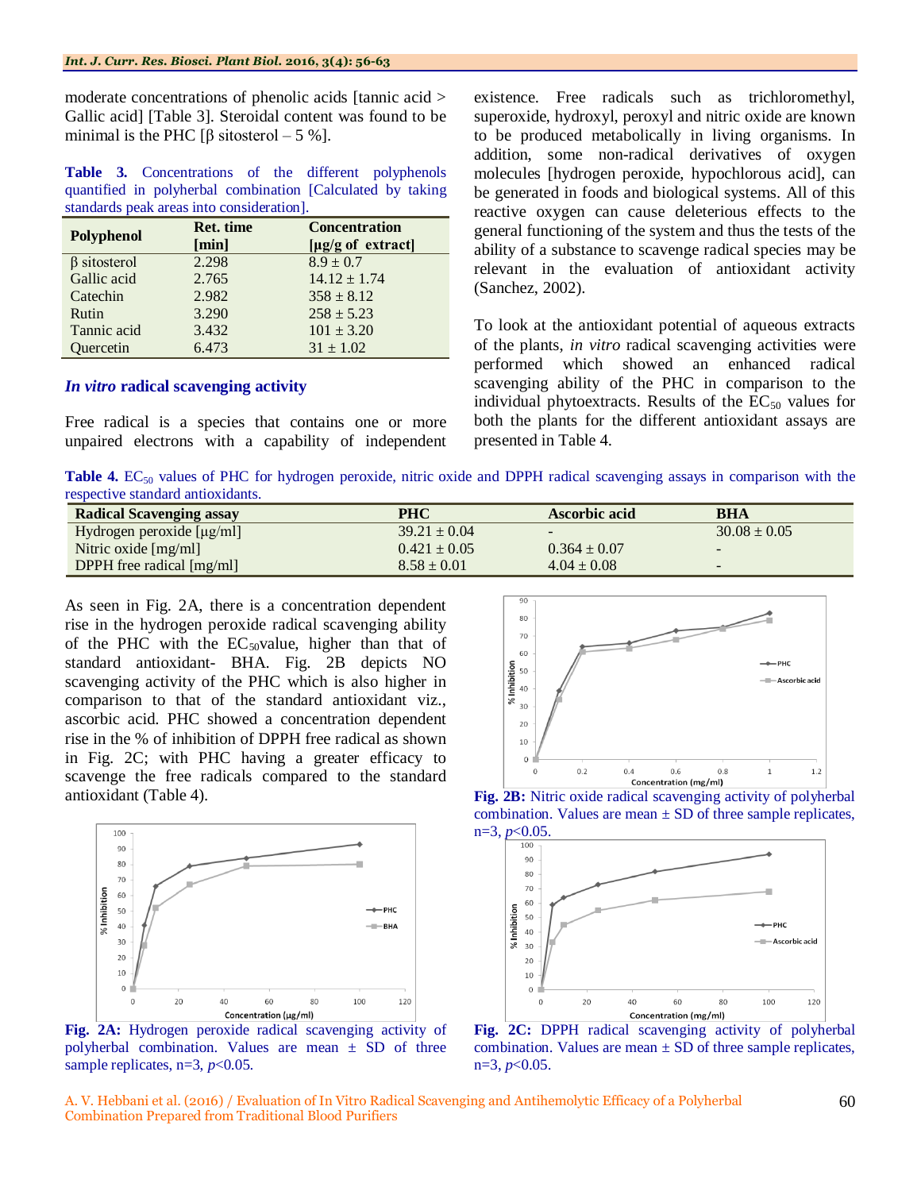moderate concentrations of phenolic acids [tannic acid > Gallic acid] [Table 3]. Steroidal content was found to be minimal is the PHC [β sitosterol – 5 %].

**Table 3.** Concentrations of the different polyphenols quantified in polyherbal combination [Calculated by taking standards peak areas into consideration].

| Polyphenol | Ret. time [min] | Concentration [μg/g of extract] |
|---|---|---|
| β sitosterol | 2.298 | 8.9 ± 0.7 |
| Gallic acid | 2.765 | 14.12 ± 1.74 |
| Catechin | 2.982 | 358 ± 8.12 |
| Rutin | 3.290 | 258 ± 5.23 |
| Tannic acid | 3.432 | 101 ± 3.20 |
| Quercetin | 6.473 | 31 ± 1.02 |

### *In vitro* radical scavenging activity

Free radical is a species that contains one or more unpaired electrons with a capability of independent existence. Free radicals such as trichloromethyl, superoxide, hydroxyl, peroxyl and nitric oxide are known to be produced metabolically in living organisms. In addition, some non-radical derivatives of oxygen molecules [hydrogen peroxide, hypochlorous acid], can be generated in foods and biological systems. All of this reactive oxygen can cause deleterious effects to the general functioning of the system and thus the tests of the ability of a substance to scavenge radical species may be relevant in the evaluation of antioxidant activity (Sanchez, 2002).

To look at the antioxidant potential of aqueous extracts of the plants, *in vitro* radical scavenging activities were performed which showed an enhanced radical scavenging ability of the PHC in comparison to the individual phytoextracts. Results of the $EC_{50}$ values for both the plants for the different antioxidant assays are presented in Table 4.

**Table 4.** $EC_{50}$ values of PHC for hydrogen peroxide, nitric oxide and DPPH radical scavenging assays in comparison with the respective standard antioxidants.

| Radical Scavenging assay | PHC | Ascorbic acid | BHA |
|---|---|---|---|
| Hydrogen peroxide [μg/ml] | 39.21 ± 0.04 | - | 30.08 ± 0.05 |
| Nitric oxide [mg/ml] | 0.421 ± 0.05 | 0.364 ± 0.07 | - |
| DPPH free radical [mg/ml] | 8.58 ± 0.01 | 4.04 ± 0.08 | - |

As seen in Fig. 2A, there is a concentration dependent rise in the hydrogen peroxide radical scavenging ability of the PHC with the $EC_{50}$value, higher than that of standard antioxidant- BHA. Fig. 2B depicts NO scavenging activity of the PHC which is also higher in comparison to that of the standard antioxidant viz., ascorbic acid. PHC showed a concentration dependent rise in the % of inhibition of DPPH free radical as shown in Fig. 2C; with PHC having a greater efficacy to scavenge the free radicals compared to the standard antioxidant (Table 4).

**Fig. 2A:** Hydrogen peroxide radical scavenging activity of polyherbal combination. Values are mean ± SD of three sample replicates, n=3, $p<0.05$.

**Fig. 2B:** Nitric oxide radical scavenging activity of polyherbal combination. Values are mean ± SD of three sample replicates, n=3, $p<0.05$.

**Fig. 2C:** DPPH radical scavenging activity of polyherbal combination. Values are mean ± SD of three sample replicates, n=3, $p<0.05$.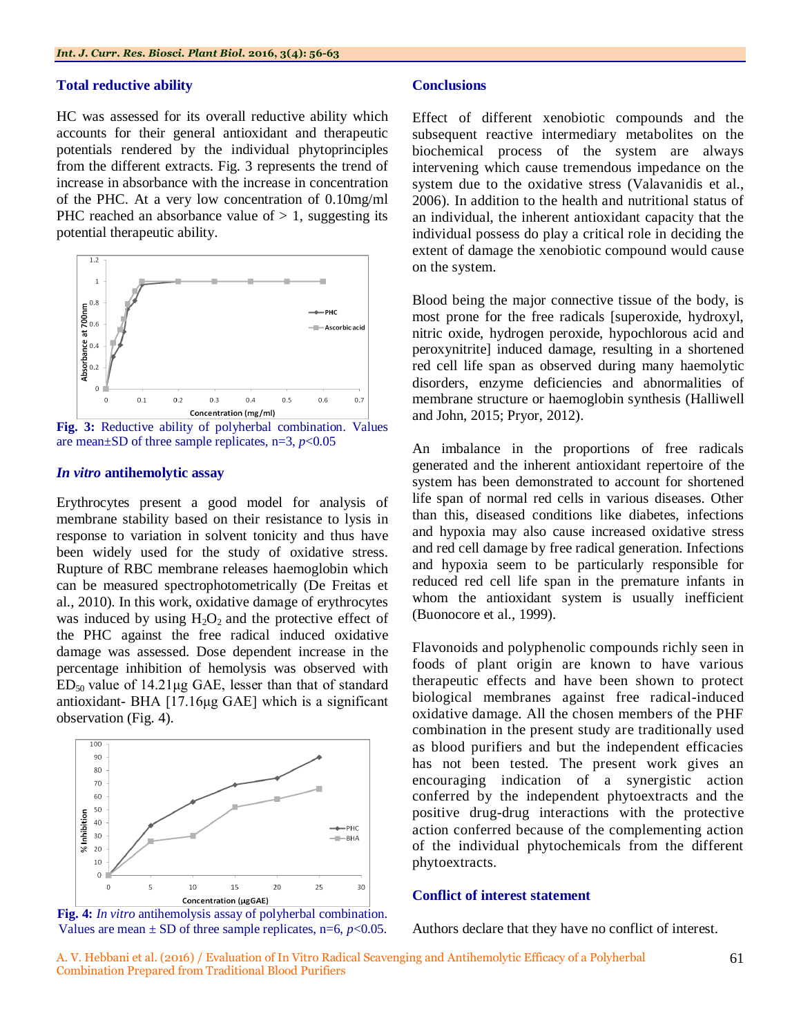### Total reductive ability

HC was assessed for its overall reductive ability which accounts for their general antioxidant and therapeutic potentials rendered by the individual phytoprinciples from the different extracts. Fig. 3 represents the trend of increase in absorbance with the increase in concentration of the PHC. At a very low concentration of 0.10mg/ml PHC reached an absorbance value of > 1, suggesting its potential therapeutic ability.

**Fig. 3:** Reductive ability of polyherbal combination. Values are mean±SD of three sample replicates, n=3, $p$<0.05

### *In vitro* antihemolytic assay

Erythrocytes present a good model for analysis of membrane stability based on their resistance to lysis in response to variation in solvent tonicity and thus have been widely used for the study of oxidative stress. Rupture of RBC membrane releases haemoglobin which can be measured spectrophotometrically (De Freitas et al., 2010). In this work, oxidative damage of erythrocytes was induced by using $H_2O_2$ and the protective effect of the PHC against the free radical induced oxidative damage was assessed. Dose dependent increase in the percentage inhibition of hemolysis was observed with $ED_{50}$ value of 14.21μg GAE, lesser than that of standard antioxidant- BHA [17.16μg GAE] which is a significant observation (Fig. 4).

**Fig. 4:** *In vitro* antihemolysis assay of polyherbal combination. Values are mean ± SD of three sample replicates, n=6, $p$<0.05.

### Conclusions

Effect of different xenobiotic compounds and the subsequent reactive intermediary metabolites on the biochemical process of the system are always intervening which cause tremendous impedance on the system due to the oxidative stress (Valavanidis et al., 2006). In addition to the health and nutritional status of an individual, the inherent antioxidant capacity that the individual possess do play a critical role in deciding the extent of damage the xenobiotic compound would cause on the system.

Blood being the major connective tissue of the body, is most prone for the free radicals [superoxide, hydroxyl, nitric oxide, hydrogen peroxide, hypochlorous acid and peroxynitrite] induced damage, resulting in a shortened red cell life span as observed during many haemolytic disorders, enzyme deficiencies and abnormalities of membrane structure or haemoglobin synthesis (Halliwell and John, 2015; Pryor, 2012).

An imbalance in the proportions of free radicals generated and the inherent antioxidant repertoire of the system has been demonstrated to account for shortened life span of normal red cells in various diseases. Other than this, diseased conditions like diabetes, infections and hypoxia may also cause increased oxidative stress and red cell damage by free radical generation. Infections and hypoxia seem to be particularly responsible for reduced red cell life span in the premature infants in whom the antioxidant system is usually inefficient (Buonocore et al., 1999).

Flavonoids and polyphenolic compounds richly seen in foods of plant origin are known to have various therapeutic effects and have been shown to protect biological membranes against free radical-induced oxidative damage. All the chosen members of the PHF combination in the present study are traditionally used as blood purifiers and but the independent efficacies has not been tested. The present work gives an encouraging indication of a synergistic action conferred by the independent phytoextracts and the positive drug-drug interactions with the protective action conferred because of the complementing action of the individual phytochemicals from the different phytoextracts.

### Conflict of interest statement

Authors declare that they have no conflict of interest.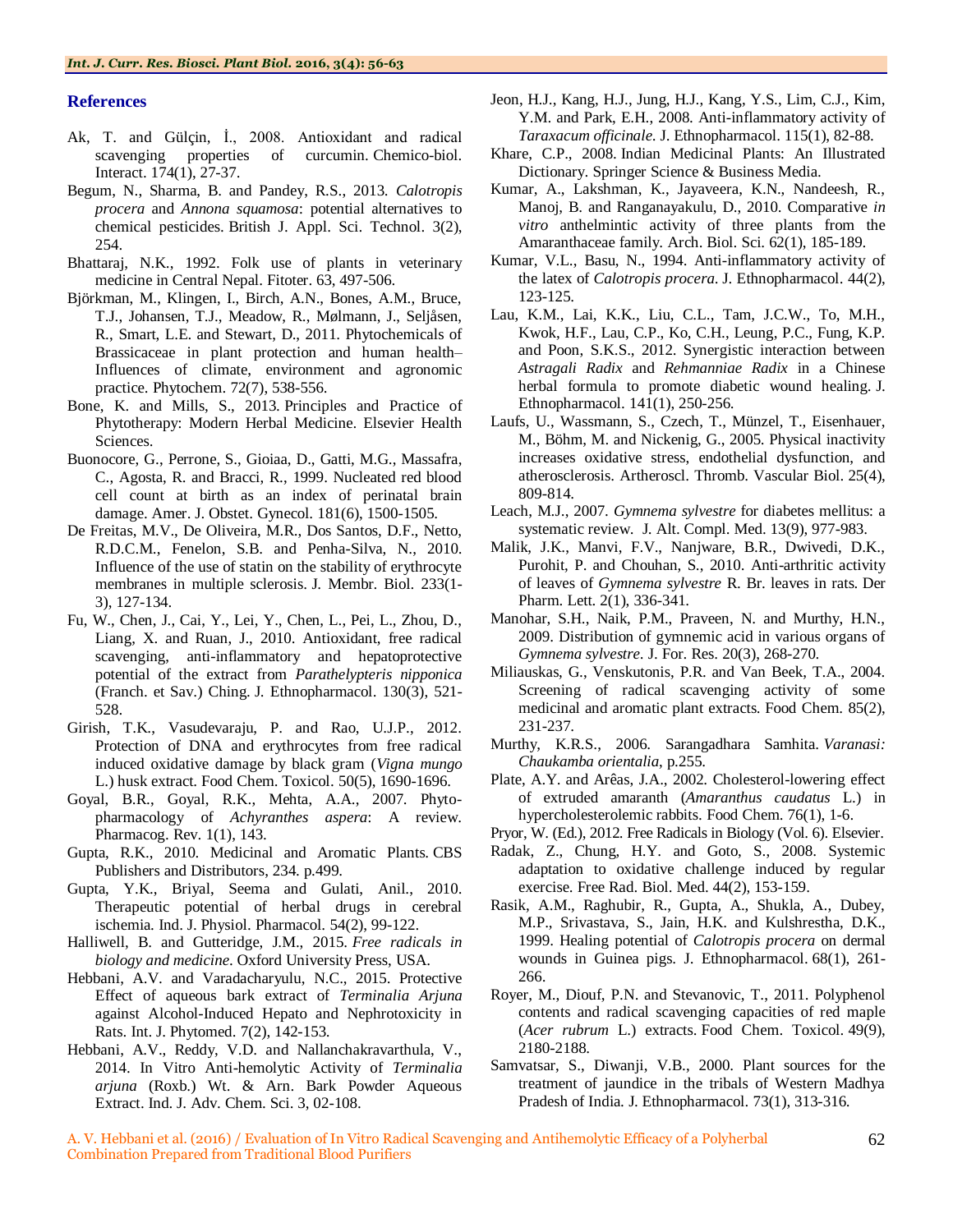## References

Ak, T. and Gülçin, İ., 2008. Antioxidant and radical scavenging properties of curcumin. Chemico-biol. Interact. 174(1), 27-37.

Begum, N., Sharma, B. and Pandey, R.S., 2013. *Calotropis procera* and *Annona squamosa*: potential alternatives to chemical pesticides. British J. Appl. Sci. Technol. 3(2), 254.

Bhattaraj, N.K., 1992. Folk use of plants in veterinary medicine in Central Nepal. Fitoter. 63, 497-506.

Björkman, M., Klingen, I., Birch, A.N., Bones, A.M., Bruce, T.J., Johansen, T.J., Meadow, R., Mølmann, J., Seljåsen, R., Smart, L.E. and Stewart, D., 2011. Phytochemicals of Brassicaceae in plant protection and human health–Influences of climate, environment and agronomic practice. Phytochem. 72(7), 538-556.

Bone, K. and Mills, S., 2013. Principles and Practice of Phytotherapy: Modern Herbal Medicine. Elsevier Health Sciences.

Buonocore, G., Perrone, S., Gioiaa, D., Gatti, M.G., Massafra, C., Agosta, R. and Bracci, R., 1999. Nucleated red blood cell count at birth as an index of perinatal brain damage. Amer. J. Obstet. Gynecol. 181(6), 1500-1505.

De Freitas, M.V., De Oliveira, M.R., Dos Santos, D.F., Netto, R.D.C.M., Fenelon, S.B. and Penha-Silva, N., 2010. Influence of the use of statin on the stability of erythrocyte membranes in multiple sclerosis. J. Membr. Biol. 233(1-3), 127-134.

Fu, W., Chen, J., Cai, Y., Lei, Y., Chen, L., Pei, L., Zhou, D., Liang, X. and Ruan, J., 2010. Antioxidant, free radical scavenging, anti-inflammatory and hepatoprotective potential of the extract from *Parathelypteris nipponica* (Franch. et Sav.) Ching. J. Ethnopharmacol. 130(3), 521-528.

Girish, T.K., Vasudevaraju, P. and Rao, U.J.P., 2012. Protection of DNA and erythrocytes from free radical induced oxidative damage by black gram (*Vigna mungo* L.) husk extract. Food Chem. Toxicol. 50(5), 1690-1696.

Goyal, B.R., Goyal, R.K., Mehta, A.A., 2007. Phyto-pharmacology of *Achyranthes aspera*: A review. Pharmacog. Rev. 1(1), 143.

Gupta, R.K., 2010. Medicinal and Aromatic Plants. CBS Publishers and Distributors, 234. p.499.

Gupta, Y.K., Briyal, Seema and Gulati, Anil., 2010. Therapeutic potential of herbal drugs in cerebral ischemia. Ind. J. Physiol. Pharmacol. 54(2), 99-122.

Halliwell, B. and Gutteridge, J.M., 2015. *Free radicals in biology and medicine*. Oxford University Press, USA.

Hebbani, A.V. and Varadacharyulu, N.C., 2015. Protective Effect of aqueous bark extract of *Terminalia Arjuna* against Alcohol-Induced Hepato and Nephrotoxicity in Rats. Int. J. Phytomed. 7(2), 142-153.

Hebbani, A.V., Reddy, V.D. and Nallanchakravarthula, V., 2014. In Vitro Anti-hemolytic Activity of *Terminalia arjuna* (Roxb.) Wt. & Arn. Bark Powder Aqueous Extract. Ind. J. Adv. Chem. Sci. 3, 02-108.

Jeon, H.J., Kang, H.J., Jung, H.J., Kang, Y.S., Lim, C.J., Kim, Y.M. and Park, E.H., 2008. Anti-inflammatory activity of *Taraxacum officinale*. J. Ethnopharmacol. 115(1), 82-88.

Khare, C.P., 2008. Indian Medicinal Plants: An Illustrated Dictionary. Springer Science & Business Media.

Kumar, A., Lakshman, K., Jayaveera, K.N., Nandeesh, R., Manoj, B. and Ranganayakulu, D., 2010. Comparative *in vitro* anthelmintic activity of three plants from the Amaranthaceae family. Arch. Biol. Sci. 62(1), 185-189.

Kumar, V.L., Basu, N., 1994. Anti-inflammatory activity of the latex of *Calotropis procera*. J. Ethnopharmacol. 44(2), 123-125.

Lau, K.M., Lai, K.K., Liu, C.L., Tam, J.C.W., To, M.H., Kwok, H.F., Lau, C.P., Ko, C.H., Leung, P.C., Fung, K.P. and Poon, S.K.S., 2012. Synergistic interaction between *Astragali Radix* and *Rehmanniae Radix* in a Chinese herbal formula to promote diabetic wound healing. J. Ethnopharmacol. 141(1), 250-256.

Laufs, U., Wassmann, S., Czech, T., Münzel, T., Eisenhauer, M., Böhm, M. and Nickenig, G., 2005. Physical inactivity increases oxidative stress, endothelial dysfunction, and atherosclerosis. Artheroscl. Thromb. Vascular Biol. 25(4), 809-814.

Leach, M.J., 2007. *Gymnema sylvestre* for diabetes mellitus: a systematic review. J. Alt. Compl. Med. 13(9), 977-983.

Malik, J.K., Manvi, F.V., Nanjware, B.R., Dwivedi, D.K., Purohit, P. and Chouhan, S., 2010. Anti-arthritic activity of leaves of *Gymnema sylvestre* R. Br. leaves in rats. Der Pharm. Lett. 2(1), 336-341.

Manohar, S.H., Naik, P.M., Praveen, N. and Murthy, H.N., 2009. Distribution of gymnemic acid in various organs of *Gymnema sylvestre*. J. For. Res. 20(3), 268-270.

Miliauskas, G., Venskutonis, P.R. and Van Beek, T.A., 2004. Screening of radical scavenging activity of some medicinal and aromatic plant extracts. Food Chem. 85(2), 231-237.

Murthy, K.R.S., 2006. Sarangadhara Samhita. *Varanasi: Chaukamba orientalia*, p.255.

Plate, A.Y. and Arêas, J.A., 2002. Cholesterol-lowering effect of extruded amaranth (*Amaranthus caudatus* L.) in hypercholesterolemic rabbits. Food Chem. 76(1), 1-6.

Pryor, W. (Ed.), 2012. Free Radicals in Biology (Vol. 6). Elsevier.

Radak, Z., Chung, H.Y. and Goto, S., 2008. Systemic adaptation to oxidative challenge induced by regular exercise. Free Rad. Biol. Med. 44(2), 153-159.

Rasik, A.M., Raghubir, R., Gupta, A., Shukla, A., Dubey, M.P., Srivastava, S., Jain, H.K. and Kulshrestha, D.K., 1999. Healing potential of *Calotropis procera* on dermal wounds in Guinea pigs. J. Ethnopharmacol. 68(1), 261-266.

Royer, M., Diouf, P.N. and Stevanovic, T., 2011. Polyphenol contents and radical scavenging capacities of red maple (*Acer rubrum* L.) extracts. Food Chem. Toxicol. 49(9), 2180-2188.

Samvatsar, S., Diwanji, V.B., 2000. Plant sources for the treatment of jaundice in the tribals of Western Madhya Pradesh of India. J. Ethnopharmacol. 73(1), 313-316.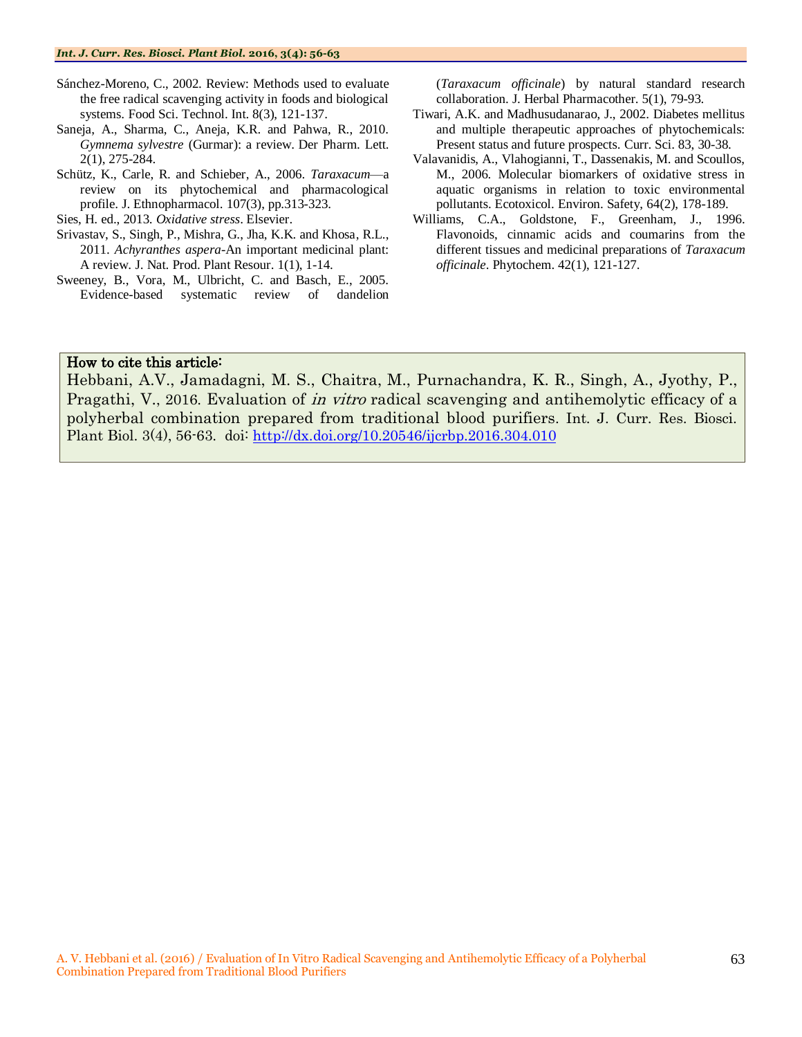Sánchez-Moreno, C., 2002. Review: Methods used to evaluate the free radical scavenging activity in foods and biological systems. Food Sci. Technol. Int. 8(3), 121-137.

Saneja, A., Sharma, C., Aneja, K.R. and Pahwa, R., 2010. *Gymnema sylvestre* (Gurmar): a review. Der Pharm. Lett. 2(1), 275-284.

Schütz, K., Carle, R. and Schieber, A., 2006. *Taraxacum*—a review on its phytochemical and pharmacological profile. J. Ethnopharmacol. 107(3), pp.313-323.

Sies, H. ed., 2013. *Oxidative stress*. Elsevier.

Srivastav, S., Singh, P., Mishra, G., Jha, K.K. and Khosa, R.L., 2011. *Achyranthes aspera*-An important medicinal plant: A review. J. Nat. Prod. Plant Resour. 1(1), 1-14.

Sweeney, B., Vora, M., Ulbricht, C. and Basch, E., 2005. Evidence-based systematic review of dandelion (*Taraxacum officinale*) by natural standard research collaboration. J. Herbal Pharmacother. 5(1), 79-93.

Tiwari, A.K. and Madhusudanarao, J., 2002. Diabetes mellitus and multiple therapeutic approaches of phytochemicals: Present status and future prospects. Curr. Sci. 83, 30-38.

Valavanidis, A., Vlahogianni, T., Dassenakis, M. and Scoullos, M., 2006. Molecular biomarkers of oxidative stress in aquatic organisms in relation to toxic environmental pollutants. Ecotoxicol. Environ. Safety, 64(2), 178-189.

Williams, C.A., Goldstone, F., Greenham, J., 1996. Flavonoids, cinnamic acids and coumarins from the different tissues and medicinal preparations of *Taraxacum officinale*. Phytochem. 42(1), 121-127.

**How to cite this article:**

Hebbani, A.V., Jamadagni, M. S., Chaitra, M., Purnachandra, K. R., Singh, A., Jyothy, P., Pragathi, V., 2016. Evaluation of *in vitro* radical scavenging and antihemolytic efficacy of a polyherbal combination prepared from traditional blood purifiers. Int. J. Curr. Res. Biosci. Plant Biol. 3(4), 56-63. doi: http://dx.doi.org/10.20546/ijcrbp.2016.304.010